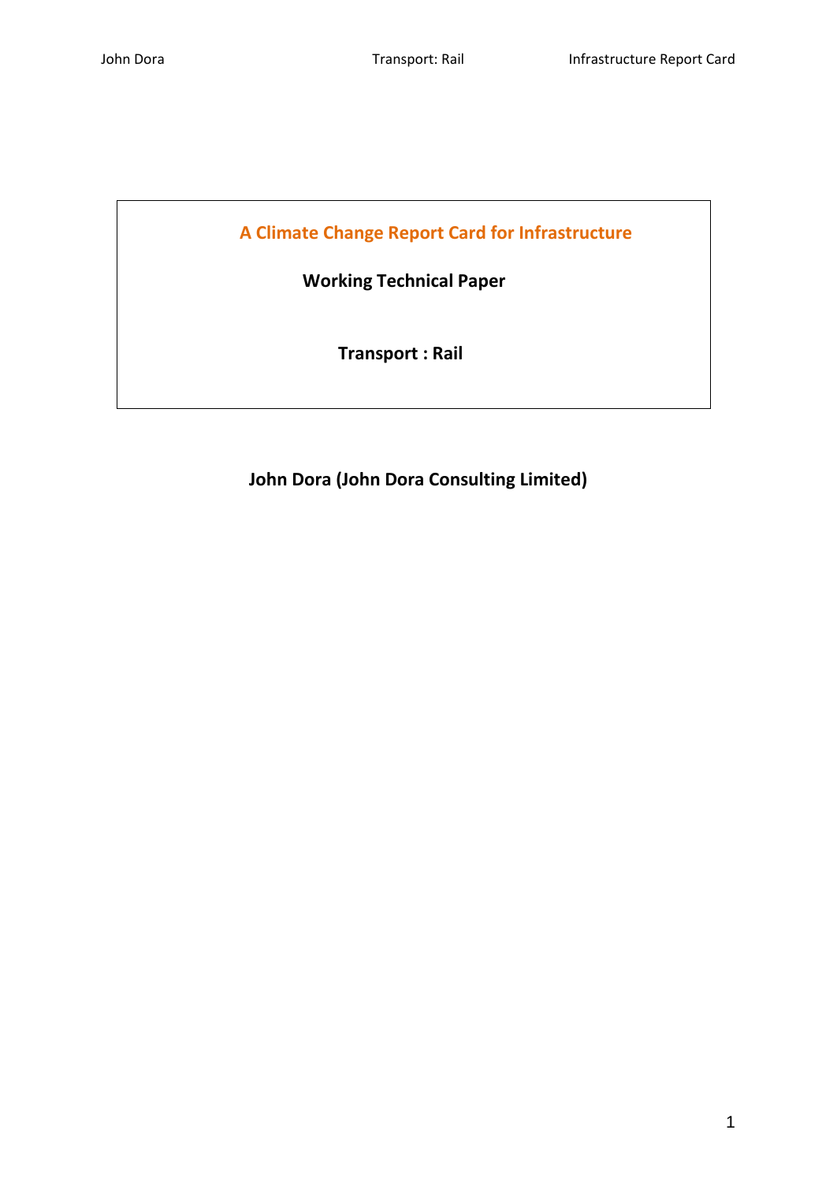# A Climate Change Report Card for Infrastructure

## Working Technical Paper

## Transport : Rail

**John Dora (John Dora Consulting Limited)**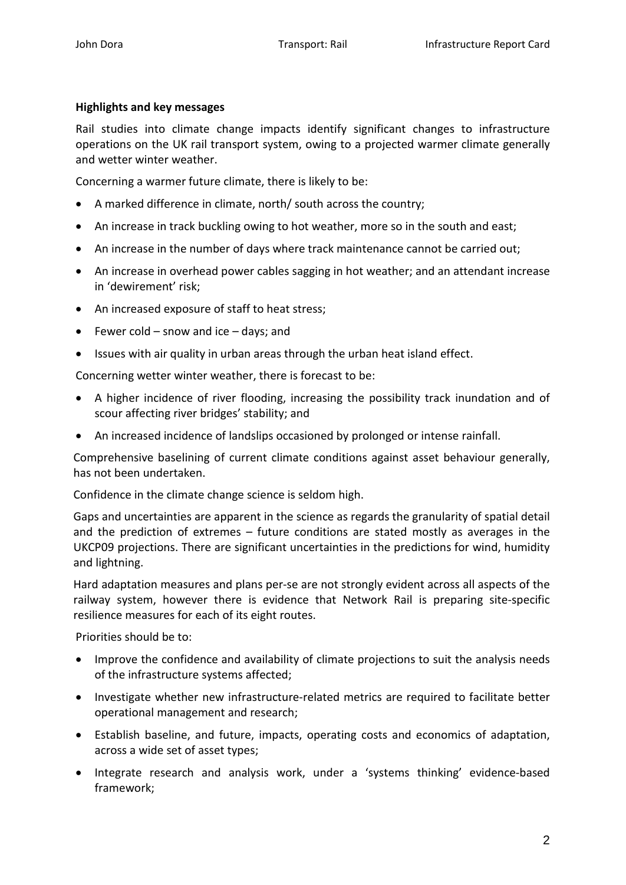**Highlights and key messages**

Rail studies into climate change impacts identify significant changes to infrastructure operations on the UK rail transport system, owing to a projected warmer climate generally and wetter winter weather.

Concerning a warmer future climate, there is likely to be:

- A marked difference in climate, north/ south across the country;
- An increase in track buckling owing to hot weather, more so in the south and east;
- An increase in the number of days where track maintenance cannot be carried out;
- An increase in overhead power cables sagging in hot weather; and an attendant increase in 'dewirement' risk;
- An increased exposure of staff to heat stress;
- Fewer cold – snow and ice – days; and
- Issues with air quality in urban areas through the urban heat island effect.

Concerning wetter winter weather, there is forecast to be:

- A higher incidence of river flooding, increasing the possibility track inundation and of scour affecting river bridges' stability; and
- An increased incidence of landslips occasioned by prolonged or intense rainfall.

Comprehensive baselining of current climate conditions against asset behaviour generally, has not been undertaken.

Confidence in the climate change science is seldom high.

Gaps and uncertainties are apparent in the science as regards the granularity of spatial detail and the prediction of extremes – future conditions are stated mostly as averages in the UKCP09 projections. There are significant uncertainties in the predictions for wind, humidity and lightning.

Hard adaptation measures and plans per-se are not strongly evident across all aspects of the railway system, however there is evidence that Network Rail is preparing site-specific resilience measures for each of its eight routes.

Priorities should be to:

- Improve the confidence and availability of climate projections to suit the analysis needs of the infrastructure systems affected;
- Investigate whether new infrastructure-related metrics are required to facilitate better operational management and research;
- Establish baseline, and future, impacts, operating costs and economics of adaptation, across a wide set of asset types;
- Integrate research and analysis work, under a 'systems thinking' evidence-based framework;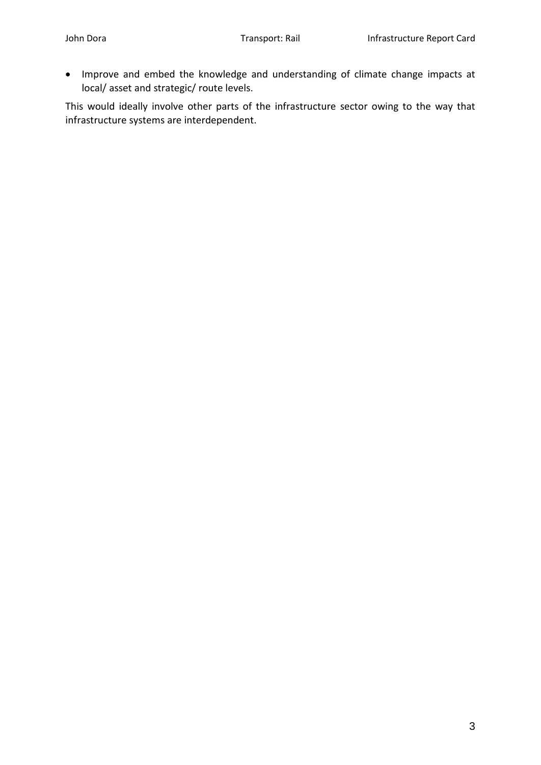- Improve and embed the knowledge and understanding of climate change impacts at local/ asset and strategic/ route levels.

This would ideally involve other parts of the infrastructure sector owing to the way that infrastructure systems are interdependent.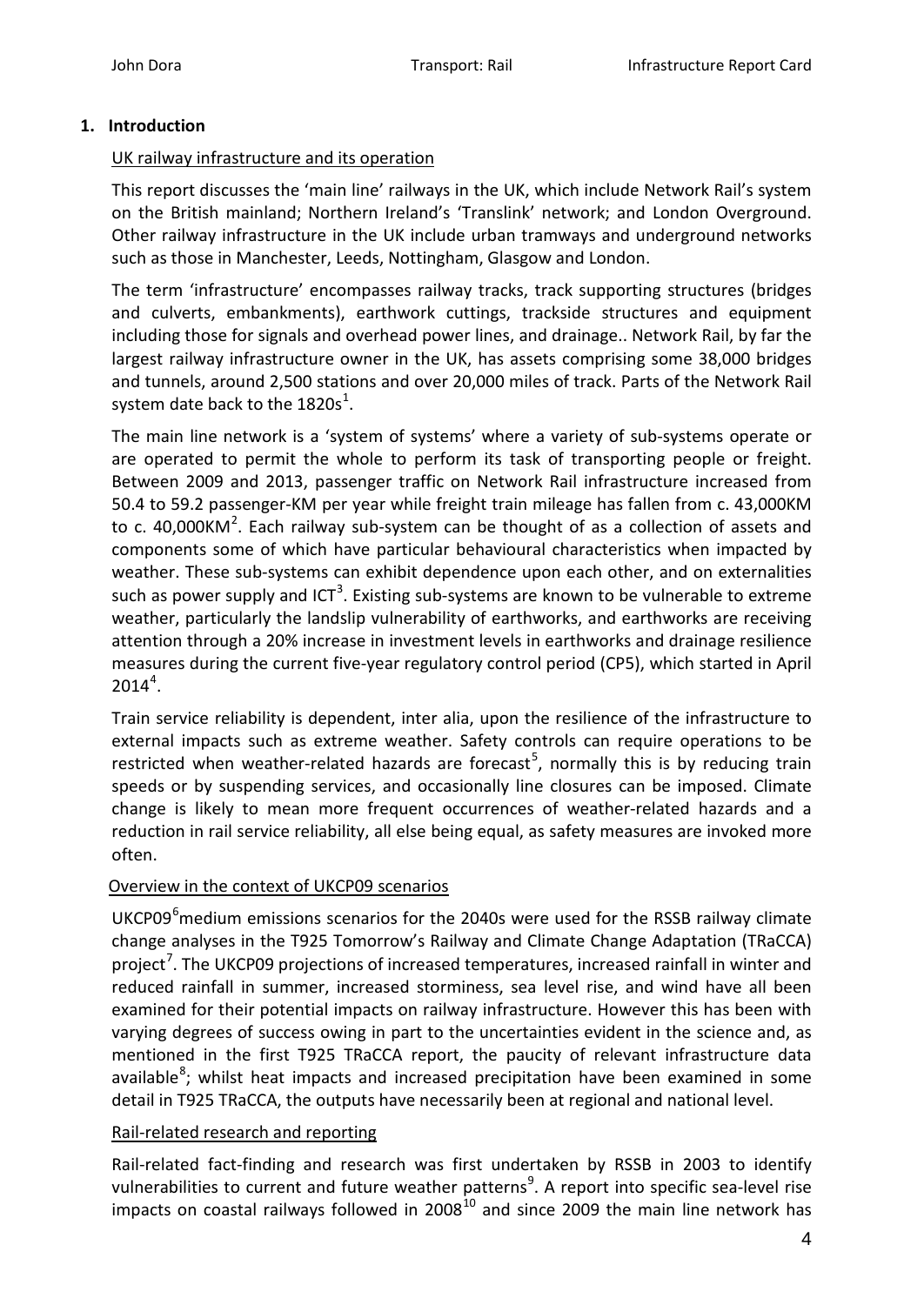## 1. Introduction

UK railway infrastructure and its operation

This report discusses the 'main line' railways in the UK, which include Network Rail's system on the British mainland; Northern Ireland's 'Translink' network; and London Overground. Other railway infrastructure in the UK include urban tramways and underground networks such as those in Manchester, Leeds, Nottingham, Glasgow and London.

The term 'infrastructure' encompasses railway tracks, track supporting structures (bridges and culverts, embankments), earthwork cuttings, trackside structures and equipment including those for signals and overhead power lines, and drainage.. Network Rail, by far the largest railway infrastructure owner in the UK, has assets comprising some 38,000 bridges and tunnels, around 2,500 stations and over 20,000 miles of track. Parts of the Network Rail system date back to the 1820s[1].

The main line network is a 'system of systems' where a variety of sub-systems operate or are operated to permit the whole to perform its task of transporting people or freight. Between 2009 and 2013, passenger traffic on Network Rail infrastructure increased from 50.4 to 59.2 passenger-KM per year while freight train mileage has fallen from c. 43,000KM to c. 40,000KM[2]. Each railway sub-system can be thought of as a collection of assets and components some of which have particular behavioural characteristics when impacted by weather. These sub-systems can exhibit dependence upon each other, and on externalities such as power supply and ICT[3]. Existing sub-systems are known to be vulnerable to extreme weather, particularly the landslip vulnerability of earthworks, and earthworks are receiving attention through a 20% increase in investment levels in earthworks and drainage resilience measures during the current five-year regulatory control period (CP5), which started in April 2014[4].

Train service reliability is dependent, inter alia, upon the resilience of the infrastructure to external impacts such as extreme weather. Safety controls can require operations to be restricted when weather-related hazards are forecast[5], normally this is by reducing train speeds or by suspending services, and occasionally line closures can be imposed. Climate change is likely to mean more frequent occurrences of weather-related hazards and a reduction in rail service reliability, all else being equal, as safety measures are invoked more often.

Overview in the context of UKCP09 scenarios

UKCP09[6]medium emissions scenarios for the 2040s were used for the RSSB railway climate change analyses in the T925 Tomorrow's Railway and Climate Change Adaptation (TRaCCA) project[7]. The UKCP09 projections of increased temperatures, increased rainfall in winter and reduced rainfall in summer, increased storminess, sea level rise, and wind have all been examined for their potential impacts on railway infrastructure. However this has been with varying degrees of success owing in part to the uncertainties evident in the science and, as mentioned in the first T925 TRaCCA report, the paucity of relevant infrastructure data available[8]; whilst heat impacts and increased precipitation have been examined in some detail in T925 TRaCCA, the outputs have necessarily been at regional and national level.

Rail-related research and reporting

Rail-related fact-finding and research was first undertaken by RSSB in 2003 to identify vulnerabilities to current and future weather patterns[9]. A report into specific sea-level rise impacts on coastal railways followed in 2008[10] and since 2009 the main line network has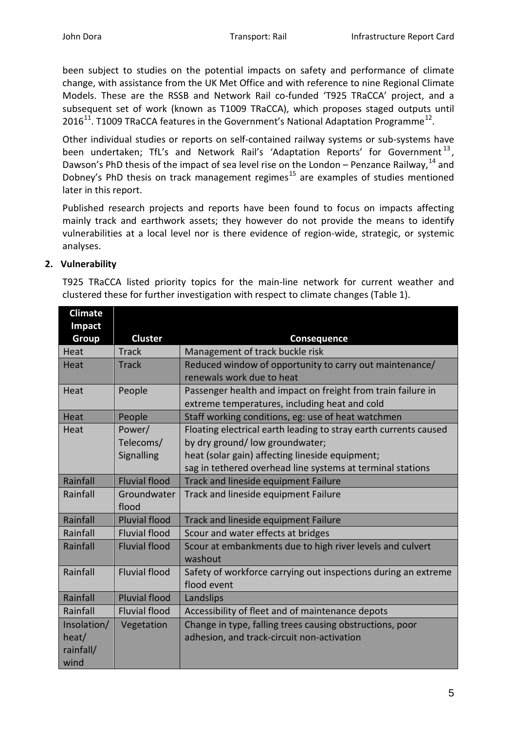been subject to studies on the potential impacts on safety and performance of climate change, with assistance from the UK Met Office and with reference to nine Regional Climate Models. These are the RSSB and Network Rail co-funded 'T925 TRaCCA' project, and a subsequent set of work (known as T1009 TRaCCA), which proposes staged outputs until 2016[11]. T1009 TRaCCA features in the Government's National Adaptation Programme[12].

Other individual studies or reports on self-contained railway systems or sub-systems have been undertaken; TfL's and Network Rail's 'Adaptation Reports' for Government[13], Dawson's PhD thesis of the impact of sea level rise on the London – Penzance Railway,[14] and Dobney's PhD thesis on track management regimes[15] are examples of studies mentioned later in this report.

Published research projects and reports have been found to focus on impacts affecting mainly track and earthwork assets; they however do not provide the means to identify vulnerabilities at a local level nor is there evidence of region-wide, strategic, or systemic analyses.

## 2. Vulnerability

T925 TRaCCA listed priority topics for the main-line network for current weather and clustered these for further investigation with respect to climate changes (Table 1).

| Climate Impact Group | Cluster | Consequence |
|---|---|---|
| Heat | Track | Management of track buckle risk |
| Heat | Track | Reduced window of opportunity to carry out maintenance/ renewals work due to heat |
| Heat | People | Passenger health and impact on freight from train failure in extreme temperatures, including heat and cold |
| Heat | People | Staff working conditions, eg: use of heat watchmen |
| Heat | Power/ Telecoms/ Signalling | Floating electrical earth leading to stray earth currents caused by dry ground/ low groundwater; heat (solar gain) affecting lineside equipment; sag in tethered overhead line systems at terminal stations |
| Rainfall | Fluvial flood | Track and lineside equipment Failure |
| Rainfall | Groundwater flood | Track and lineside equipment Failure |
| Rainfall | Pluvial flood | Track and lineside equipment Failure |
| Rainfall | Fluvial flood | Scour and water effects at bridges |
| Rainfall | Fluvial flood | Scour at embankments due to high river levels and culvert washout |
| Rainfall | Fluvial flood | Safety of workforce carrying out inspections during an extreme flood event |
| Rainfall | Pluvial flood | Landslips |
| Rainfall | Fluvial flood | Accessibility of fleet and of maintenance depots |
| Insolation/ heat/ rainfall/ wind | Vegetation | Change in type, falling trees causing obstructions, poor adhesion, and track-circuit non-activation |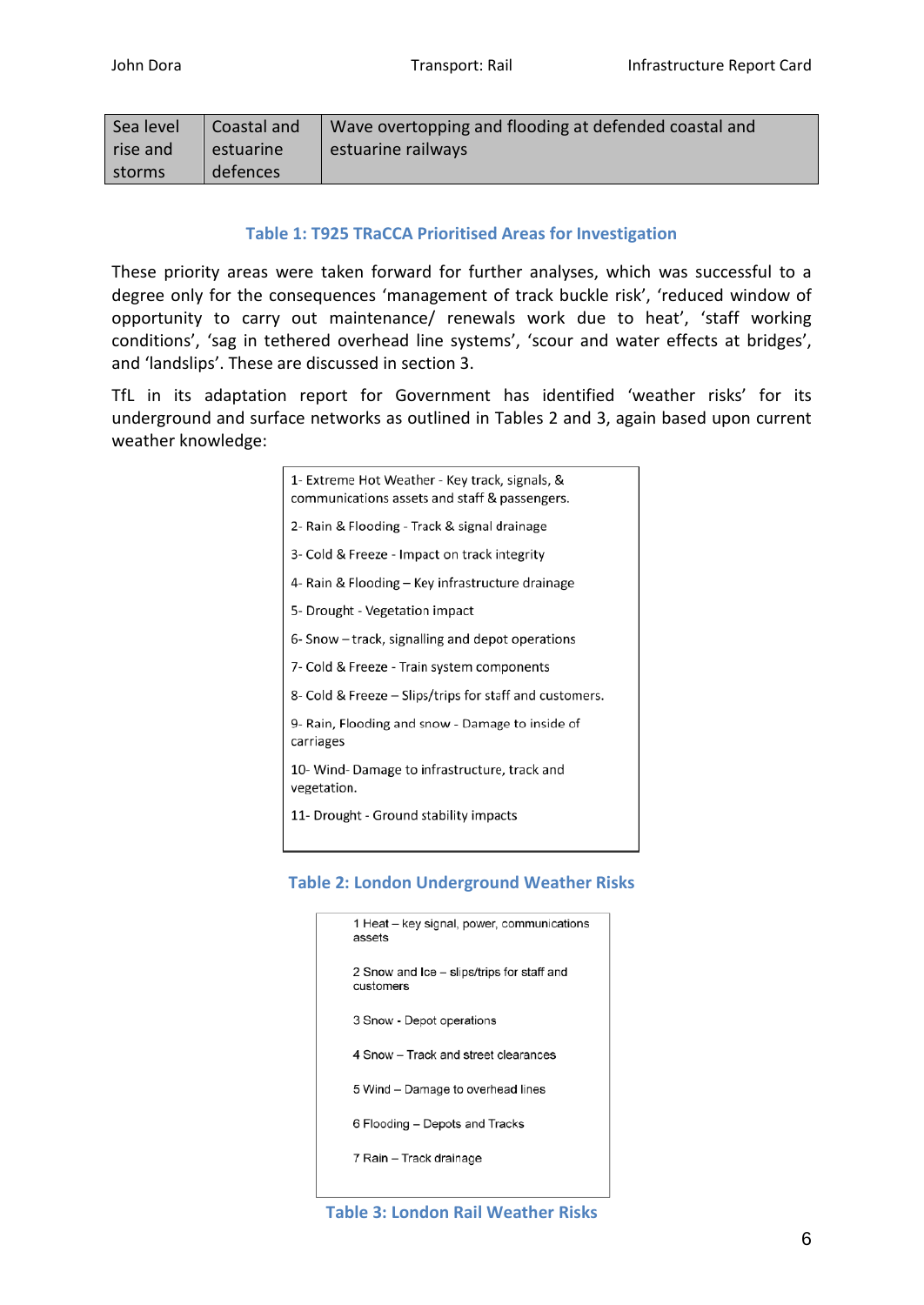| Sea level rise and storms | Coastal and estuarine defences | Wave overtopping and flooding at defended coastal and estuarine railways |
|---|---|---|

**Table 1: T925 TRaCCA Prioritised Areas for Investigation**

These priority areas were taken forward for further analyses, which was successful to a degree only for the consequences 'management of track buckle risk', 'reduced window of opportunity to carry out maintenance/ renewals work due to heat', 'staff working conditions', 'sag in tethered overhead line systems', 'scour and water effects at bridges', and 'landslips'. These are discussed in section 3.

TfL in its adaptation report for Government has identified 'weather risks' for its underground and surface networks as outlined in Tables 2 and 3, again based upon current weather knowledge:

1- Extreme Hot Weather - Key track, signals, & communications assets and staff & passengers.

2- Rain & Flooding - Track & signal drainage

3- Cold & Freeze - Impact on track integrity

4- Rain & Flooding – Key infrastructure drainage

5- Drought - Vegetation impact

6- Snow – track, signalling and depot operations

7- Cold & Freeze - Train system components

8- Cold & Freeze – Slips/trips for staff and customers.

9- Rain, Flooding and snow - Damage to inside of carriages

10- Wind- Damage to infrastructure, track and vegetation.

11- Drought - Ground stability impacts

**Table 2: London Underground Weather Risks**

1 Heat – key signal, power, communications assets

2 Snow and Ice – slips/trips for staff and customers

3 Snow - Depot operations

4 Snow – Track and street clearances

5 Wind – Damage to overhead lines

6 Flooding – Depots and Tracks

7 Rain – Track drainage

**Table 3: London Rail Weather Risks**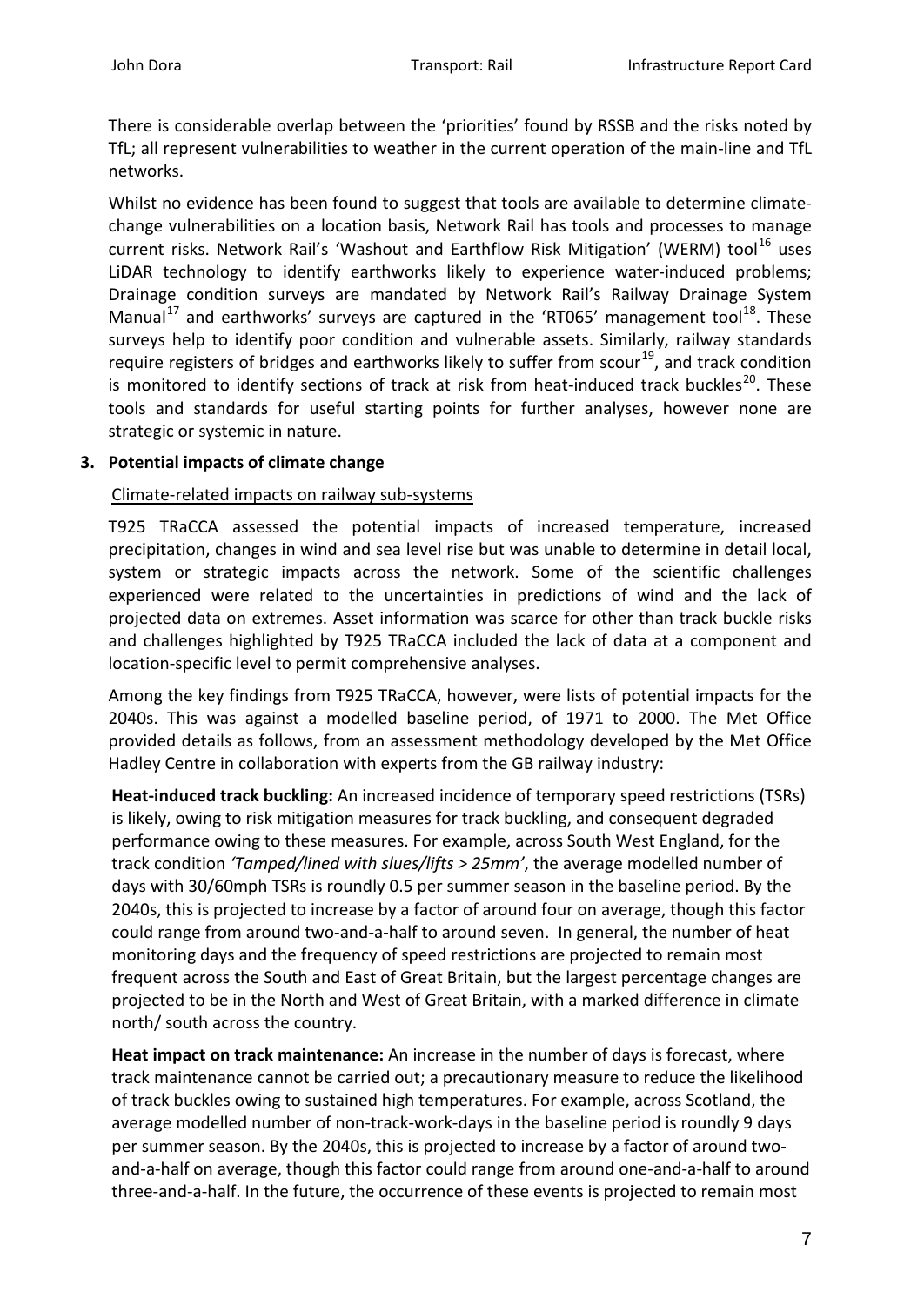There is considerable overlap between the 'priorities' found by RSSB and the risks noted by TfL; all represent vulnerabilities to weather in the current operation of the main-line and TfL networks.

Whilst no evidence has been found to suggest that tools are available to determine climate-change vulnerabilities on a location basis, Network Rail has tools and processes to manage current risks. Network Rail's 'Washout and Earthflow Risk Mitigation' (WERM) tool[16] uses LiDAR technology to identify earthworks likely to experience water-induced problems; Drainage condition surveys are mandated by Network Rail's Railway Drainage System Manual[17] and earthworks' surveys are captured in the 'RT065' management tool[18]. These surveys help to identify poor condition and vulnerable assets. Similarly, railway standards require registers of bridges and earthworks likely to suffer from scour[19], and track condition is monitored to identify sections of track at risk from heat-induced track buckles[20]. These tools and standards for useful starting points for further analyses, however none are strategic or systemic in nature.

## 3. Potential impacts of climate change

Climate-related impacts on railway sub-systems

T925 TRaCCA assessed the potential impacts of increased temperature, increased precipitation, changes in wind and sea level rise but was unable to determine in detail local, system or strategic impacts across the network. Some of the scientific challenges experienced were related to the uncertainties in predictions of wind and the lack of projected data on extremes. Asset information was scarce for other than track buckle risks and challenges highlighted by T925 TRaCCA included the lack of data at a component and location-specific level to permit comprehensive analyses.

Among the key findings from T925 TRaCCA, however, were lists of potential impacts for the 2040s. This was against a modelled baseline period, of 1971 to 2000. The Met Office provided details as follows, from an assessment methodology developed by the Met Office Hadley Centre in collaboration with experts from the GB railway industry:

**Heat-induced track buckling:** An increased incidence of temporary speed restrictions (TSRs) is likely, owing to risk mitigation measures for track buckling, and consequent degraded performance owing to these measures. For example, across South West England, for the track condition *'Tamped/lined with slues/lifts > 25mm'*, the average modelled number of days with 30/60mph TSRs is roundly 0.5 per summer season in the baseline period. By the 2040s, this is projected to increase by a factor of around four on average, though this factor could range from around two-and-a-half to around seven. In general, the number of heat monitoring days and the frequency of speed restrictions are projected to remain most frequent across the South and East of Great Britain, but the largest percentage changes are projected to be in the North and West of Great Britain, with a marked difference in climate north/ south across the country.

**Heat impact on track maintenance:** An increase in the number of days is forecast, where track maintenance cannot be carried out; a precautionary measure to reduce the likelihood of track buckles owing to sustained high temperatures. For example, across Scotland, the average modelled number of non-track-work-days in the baseline period is roundly 9 days per summer season. By the 2040s, this is projected to increase by a factor of around two-and-a-half on average, though this factor could range from around one-and-a-half to around three-and-a-half. In the future, the occurrence of these events is projected to remain most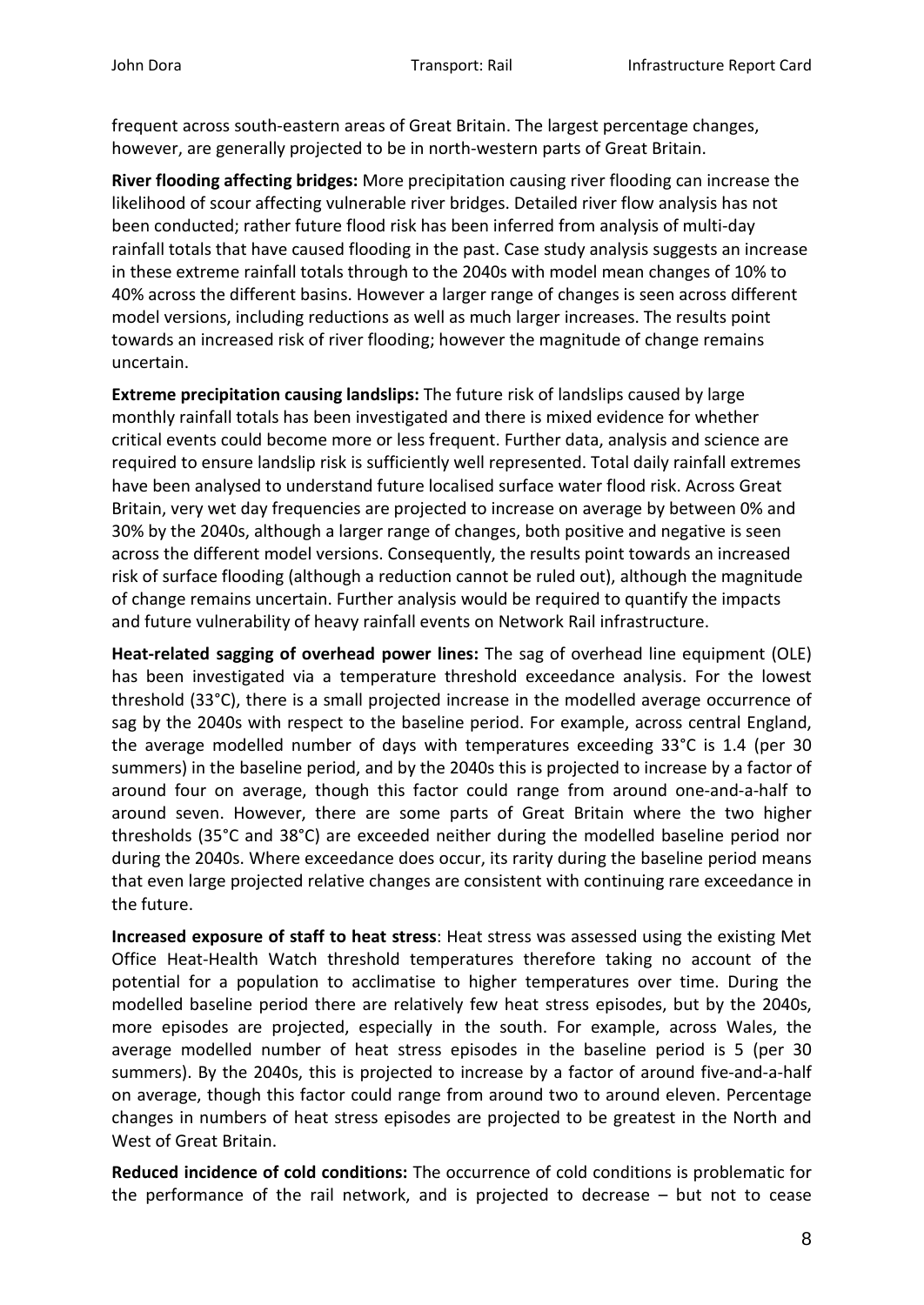frequent across south-eastern areas of Great Britain. The largest percentage changes, however, are generally projected to be in north-western parts of Great Britain.

**River flooding affecting bridges:** More precipitation causing river flooding can increase the likelihood of scour affecting vulnerable river bridges. Detailed river flow analysis has not been conducted; rather future flood risk has been inferred from analysis of multi-day rainfall totals that have caused flooding in the past. Case study analysis suggests an increase in these extreme rainfall totals through to the 2040s with model mean changes of 10% to 40% across the different basins. However a larger range of changes is seen across different model versions, including reductions as well as much larger increases. The results point towards an increased risk of river flooding; however the magnitude of change remains uncertain.

**Extreme precipitation causing landslips:** The future risk of landslips caused by large monthly rainfall totals has been investigated and there is mixed evidence for whether critical events could become more or less frequent. Further data, analysis and science are required to ensure landslip risk is sufficiently well represented. Total daily rainfall extremes have been analysed to understand future localised surface water flood risk. Across Great Britain, very wet day frequencies are projected to increase on average by between 0% and 30% by the 2040s, although a larger range of changes, both positive and negative is seen across the different model versions. Consequently, the results point towards an increased risk of surface flooding (although a reduction cannot be ruled out), although the magnitude of change remains uncertain. Further analysis would be required to quantify the impacts and future vulnerability of heavy rainfall events on Network Rail infrastructure.

**Heat-related sagging of overhead power lines:** The sag of overhead line equipment (OLE) has been investigated via a temperature threshold exceedance analysis. For the lowest threshold (33°C), there is a small projected increase in the modelled average occurrence of sag by the 2040s with respect to the baseline period. For example, across central England, the average modelled number of days with temperatures exceeding 33°C is 1.4 (per 30 summers) in the baseline period, and by the 2040s this is projected to increase by a factor of around four on average, though this factor could range from around one-and-a-half to around seven. However, there are some parts of Great Britain where the two higher thresholds (35°C and 38°C) are exceeded neither during the modelled baseline period nor during the 2040s. Where exceedance does occur, its rarity during the baseline period means that even large projected relative changes are consistent with continuing rare exceedance in the future.

**Increased exposure of staff to heat stress**: Heat stress was assessed using the existing Met Office Heat-Health Watch threshold temperatures therefore taking no account of the potential for a population to acclimatise to higher temperatures over time. During the modelled baseline period there are relatively few heat stress episodes, but by the 2040s, more episodes are projected, especially in the south. For example, across Wales, the average modelled number of heat stress episodes in the baseline period is 5 (per 30 summers). By the 2040s, this is projected to increase by a factor of around five-and-a-half on average, though this factor could range from around two to around eleven. Percentage changes in numbers of heat stress episodes are projected to be greatest in the North and West of Great Britain.

**Reduced incidence of cold conditions:** The occurrence of cold conditions is problematic for the performance of the rail network, and is projected to decrease – but not to cease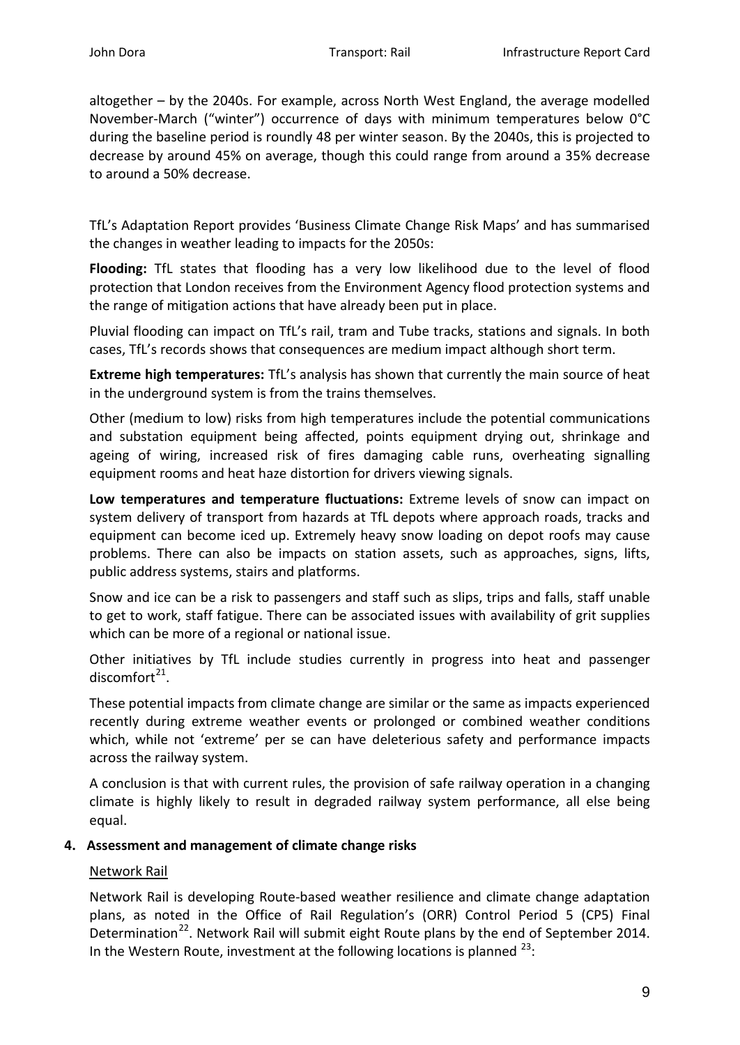altogether – by the 2040s. For example, across North West England, the average modelled November-March ("winter") occurrence of days with minimum temperatures below 0°C during the baseline period is roundly 48 per winter season. By the 2040s, this is projected to decrease by around 45% on average, though this could range from around a 35% decrease to around a 50% decrease.

TfL's Adaptation Report provides 'Business Climate Change Risk Maps' and has summarised the changes in weather leading to impacts for the 2050s:

**Flooding:** TfL states that flooding has a very low likelihood due to the level of flood protection that London receives from the Environment Agency flood protection systems and the range of mitigation actions that have already been put in place.

Pluvial flooding can impact on TfL's rail, tram and Tube tracks, stations and signals. In both cases, TfL's records shows that consequences are medium impact although short term.

**Extreme high temperatures:** TfL's analysis has shown that currently the main source of heat in the underground system is from the trains themselves.

Other (medium to low) risks from high temperatures include the potential communications and substation equipment being affected, points equipment drying out, shrinkage and ageing of wiring, increased risk of fires damaging cable runs, overheating signalling equipment rooms and heat haze distortion for drivers viewing signals.

**Low temperatures and temperature fluctuations:** Extreme levels of snow can impact on system delivery of transport from hazards at TfL depots where approach roads, tracks and equipment can become iced up. Extremely heavy snow loading on depot roofs may cause problems. There can also be impacts on station assets, such as approaches, signs, lifts, public address systems, stairs and platforms.

Snow and ice can be a risk to passengers and staff such as slips, trips and falls, staff unable to get to work, staff fatigue. There can be associated issues with availability of grit supplies which can be more of a regional or national issue.

Other initiatives by TfL include studies currently in progress into heat and passenger discomfort[21].

These potential impacts from climate change are similar or the same as impacts experienced recently during extreme weather events or prolonged or combined weather conditions which, while not 'extreme' per se can have deleterious safety and performance impacts across the railway system.

A conclusion is that with current rules, the provision of safe railway operation in a changing climate is highly likely to result in degraded railway system performance, all else being equal.

## 4. Assessment and management of climate change risks

Network Rail

Network Rail is developing Route-based weather resilience and climate change adaptation plans, as noted in the Office of Rail Regulation's (ORR) Control Period 5 (CP5) Final Determination[22]. Network Rail will submit eight Route plans by the end of September 2014. In the Western Route, investment at the following locations is planned [23]: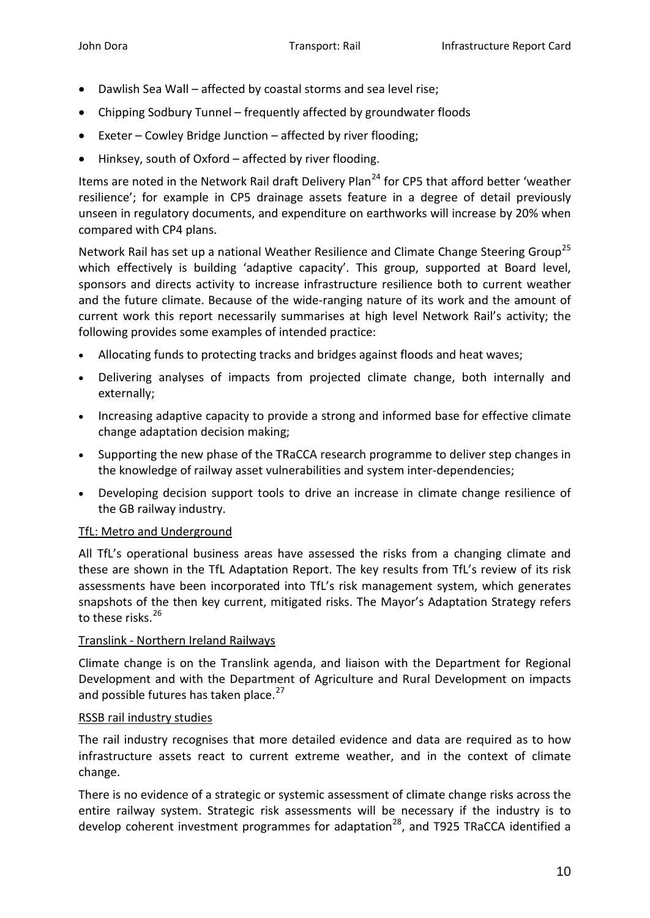- Dawlish Sea Wall – affected by coastal storms and sea level rise;
- Chipping Sodbury Tunnel – frequently affected by groundwater floods
- Exeter – Cowley Bridge Junction – affected by river flooding;
- Hinksey, south of Oxford – affected by river flooding.

Items are noted in the Network Rail draft Delivery Plan[24] for CP5 that afford better 'weather resilience'; for example in CP5 drainage assets feature in a degree of detail previously unseen in regulatory documents, and expenditure on earthworks will increase by 20% when compared with CP4 plans.

Network Rail has set up a national Weather Resilience and Climate Change Steering Group[25] which effectively is building 'adaptive capacity'. This group, supported at Board level, sponsors and directs activity to increase infrastructure resilience both to current weather and the future climate. Because of the wide-ranging nature of its work and the amount of current work this report necessarily summarises at high level Network Rail's activity; the following provides some examples of intended practice:

- Allocating funds to protecting tracks and bridges against floods and heat waves;
- Delivering analyses of impacts from projected climate change, both internally and externally;
- Increasing adaptive capacity to provide a strong and informed base for effective climate change adaptation decision making;
- Supporting the new phase of the TRaCCA research programme to deliver step changes in the knowledge of railway asset vulnerabilities and system inter-dependencies;
- Developing decision support tools to drive an increase in climate change resilience of the GB railway industry.

<u>TfL: Metro and Underground</u>

All TfL's operational business areas have assessed the risks from a changing climate and these are shown in the TfL Adaptation Report. The key results from TfL's review of its risk assessments have been incorporated into TfL's risk management system, which generates snapshots of the then key current, mitigated risks. The Mayor's Adaptation Strategy refers to these risks.[26]

<u>Translink - Northern Ireland Railways</u>

Climate change is on the Translink agenda, and liaison with the Department for Regional Development and with the Department of Agriculture and Rural Development on impacts and possible futures has taken place.[27]

<u>RSSB rail industry studies</u>

The rail industry recognises that more detailed evidence and data are required as to how infrastructure assets react to current extreme weather, and in the context of climate change.

There is no evidence of a strategic or systemic assessment of climate change risks across the entire railway system. Strategic risk assessments will be necessary if the industry is to develop coherent investment programmes for adaptation[28], and T925 TRaCCA identified a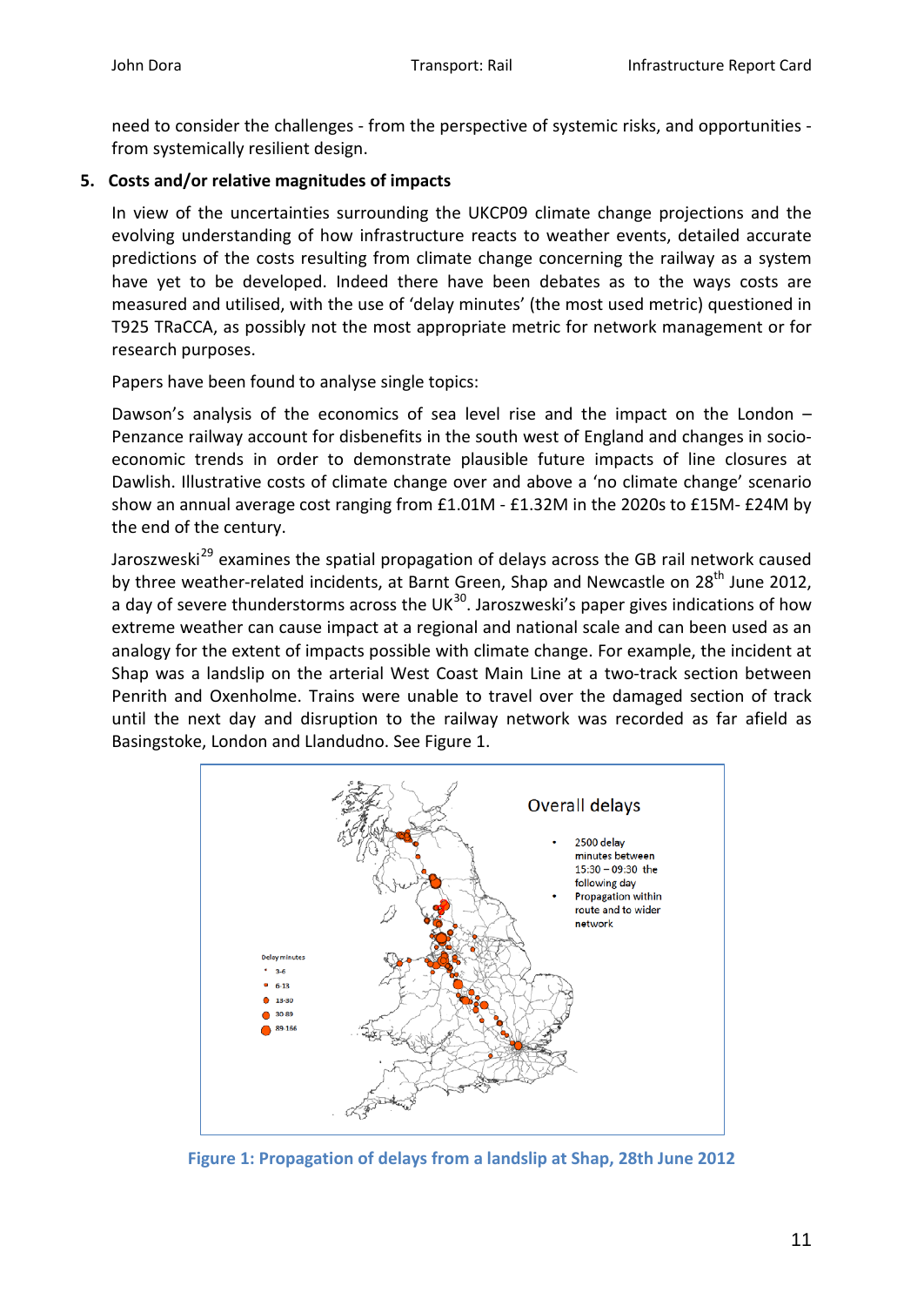need to consider the challenges - from the perspective of systemic risks, and opportunities - from systemically resilient design.

## 5. Costs and/or relative magnitudes of impacts

In view of the uncertainties surrounding the UKCP09 climate change projections and the evolving understanding of how infrastructure reacts to weather events, detailed accurate predictions of the costs resulting from climate change concerning the railway as a system have yet to be developed. Indeed there have been debates as to the ways costs are measured and utilised, with the use of 'delay minutes' (the most used metric) questioned in T925 TRaCCA, as possibly not the most appropriate metric for network management or for research purposes.

Papers have been found to analyse single topics:

Dawson's analysis of the economics of sea level rise and the impact on the London – Penzance railway account for disbenefits in the south west of England and changes in socio-economic trends in order to demonstrate plausible future impacts of line closures at Dawlish. Illustrative costs of climate change over and above a 'no climate change' scenario show an annual average cost ranging from £1.01M - £1.32M in the 2020s to £15M- £24M by the end of the century.

Jaroszweski[29] examines the spatial propagation of delays across the GB rail network caused by three weather-related incidents, at Barnt Green, Shap and Newcastle on 28th June 2012, a day of severe thunderstorms across the UK[30]. Jaroszweski's paper gives indications of how extreme weather can cause impact at a regional and national scale and can been used as an analogy for the extent of impacts possible with climate change. For example, the incident at Shap was a landslip on the arterial West Coast Main Line at a two-track section between Penrith and Oxenholme. Trains were unable to travel over the damaged section of track until the next day and disruption to the railway network was recorded as far afield as Basingstoke, London and Llandudno. See Figure 1.

Overall delays

- 2500 delay minutes between 15:30 – 09:30 the following day
- Propagation within route and to wider network

Delay minutes: 3-6, 6-13, 13-30, 30-89, 89-166

**Figure 1: Propagation of delays from a landslip at Shap, 28th June 2012**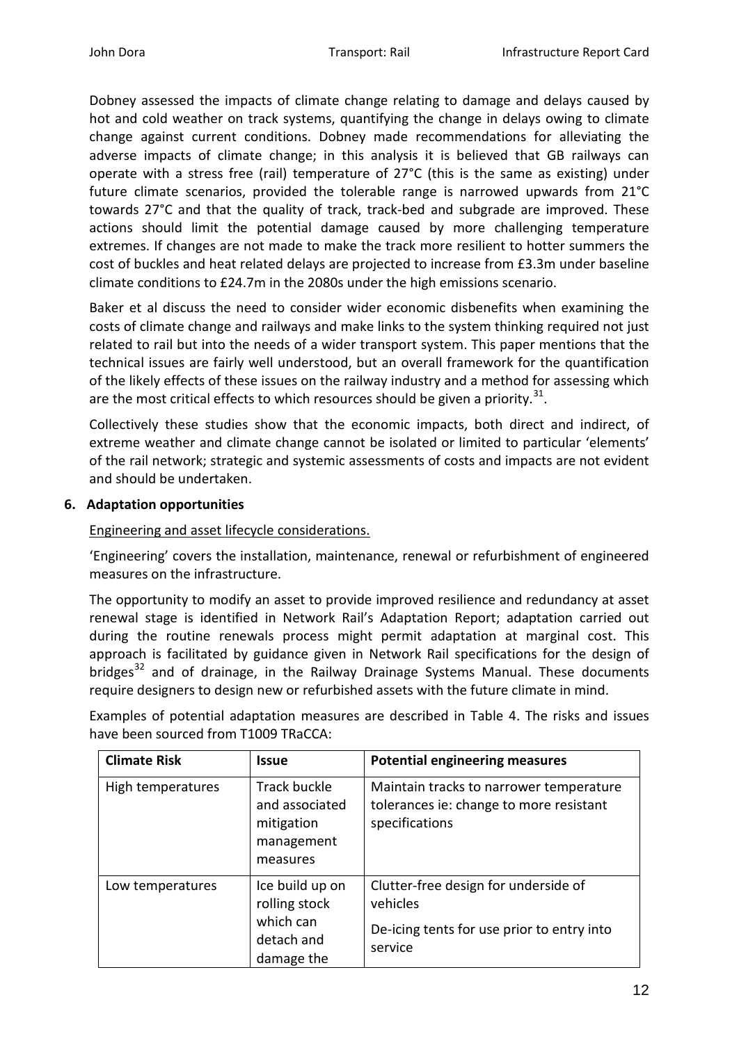Dobney assessed the impacts of climate change relating to damage and delays caused by hot and cold weather on track systems, quantifying the change in delays owing to climate change against current conditions. Dobney made recommendations for alleviating the adverse impacts of climate change; in this analysis it is believed that GB railways can operate with a stress free (rail) temperature of 27°C (this is the same as existing) under future climate scenarios, provided the tolerable range is narrowed upwards from 21°C towards 27°C and that the quality of track, track-bed and subgrade are improved. These actions should limit the potential damage caused by more challenging temperature extremes. If changes are not made to make the track more resilient to hotter summers the cost of buckles and heat related delays are projected to increase from £3.3m under baseline climate conditions to £24.7m in the 2080s under the high emissions scenario.

Baker et al discuss the need to consider wider economic disbenefits when examining the costs of climate change and railways and make links to the system thinking required not just related to rail but into the needs of a wider transport system. This paper mentions that the technical issues are fairly well understood, but an overall framework for the quantification of the likely effects of these issues on the railway industry and a method for assessing which are the most critical effects to which resources should be given a priority.[31].

Collectively these studies show that the economic impacts, both direct and indirect, of extreme weather and climate change cannot be isolated or limited to particular 'elements' of the rail network; strategic and systemic assessments of costs and impacts are not evident and should be undertaken.

## 6. Adaptation opportunities

Engineering and asset lifecycle considerations.

'Engineering' covers the installation, maintenance, renewal or refurbishment of engineered measures on the infrastructure.

The opportunity to modify an asset to provide improved resilience and redundancy at asset renewal stage is identified in Network Rail's Adaptation Report; adaptation carried out during the routine renewals process might permit adaptation at marginal cost. This approach is facilitated by guidance given in Network Rail specifications for the design of bridges[32] and of drainage, in the Railway Drainage Systems Manual. These documents require designers to design new or refurbished assets with the future climate in mind.

Examples of potential adaptation measures are described in Table 4. The risks and issues have been sourced from T1009 TRaCCA:

| Climate Risk | Issue | Potential engineering measures |
|---|---|---|
| High temperatures | Track buckle and associated mitigation management measures | Maintain tracks to narrower temperature tolerances ie: change to more resistant specifications |
| Low temperatures | Ice build up on rolling stock which can detach and damage the | Clutter-free design for underside of vehicles<br>De-icing tents for use prior to entry into service |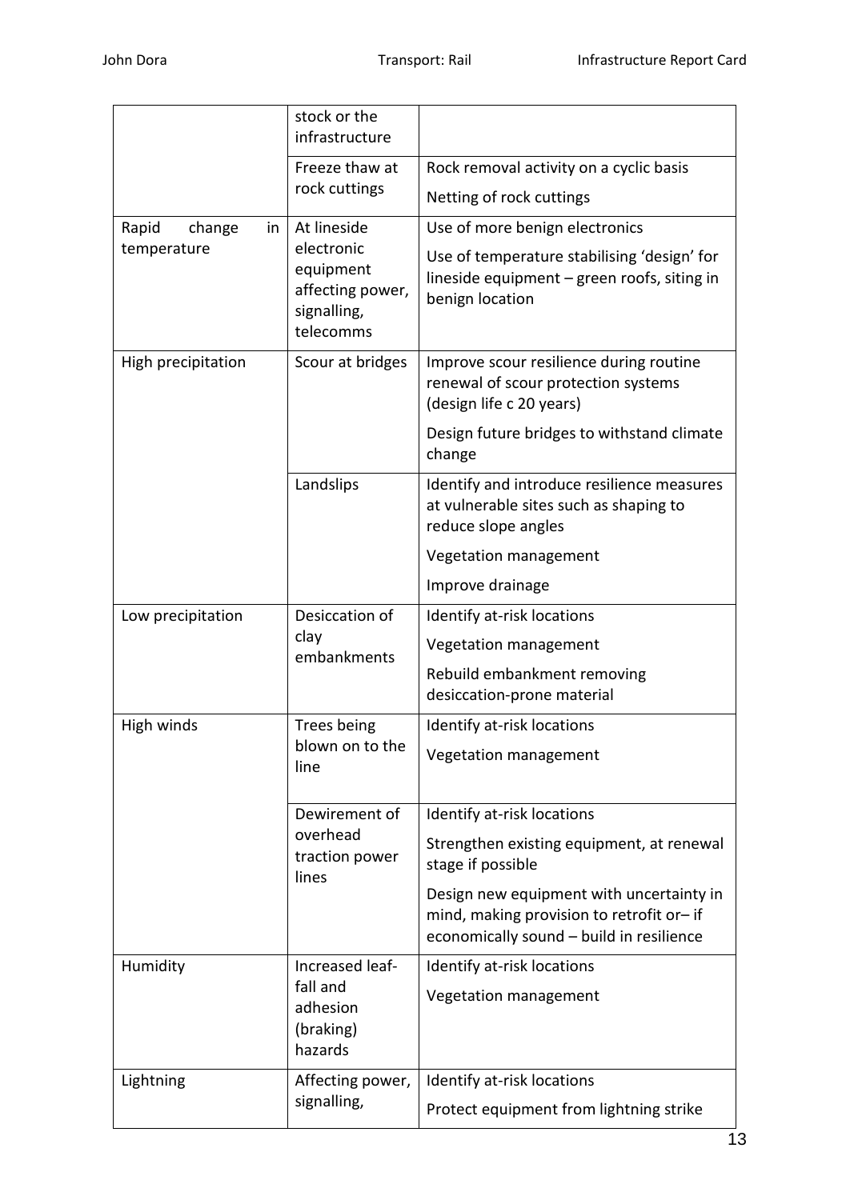|  |  |  |
|---|---|---|
|  | stock or the infrastructure |  |
|  | Freeze thaw at rock cuttings | Rock removal activity on a cyclic basis<br>Netting of rock cuttings |
| Rapid change in temperature | At lineside electronic equipment affecting power, signalling, telecomms | Use of more benign electronics<br>Use of temperature stabilising 'design' for lineside equipment – green roofs, siting in benign location |
| High precipitation | Scour at bridges | Improve scour resilience during routine renewal of scour protection systems (design life c 20 years)<br>Design future bridges to withstand climate change |
|  | Landslips | Identify and introduce resilience measures at vulnerable sites such as shaping to reduce slope angles<br>Vegetation management<br>Improve drainage |
| Low precipitation | Desiccation of clay embankments | Identify at-risk locations<br>Vegetation management<br>Rebuild embankment removing desiccation-prone material |
| High winds | Trees being blown on to the line | Identify at-risk locations<br>Vegetation management |
|  | Dewirement of overhead traction power lines | Identify at-risk locations<br>Strengthen existing equipment, at renewal stage if possible<br>Design new equipment with uncertainty in mind, making provision to retrofit or– if economically sound – build in resilience |
| Humidity | Increased leaf-fall and adhesion (braking) hazards | Identify at-risk locations<br>Vegetation management |
| Lightning | Affecting power, signalling, | Identify at-risk locations<br>Protect equipment from lightning strike |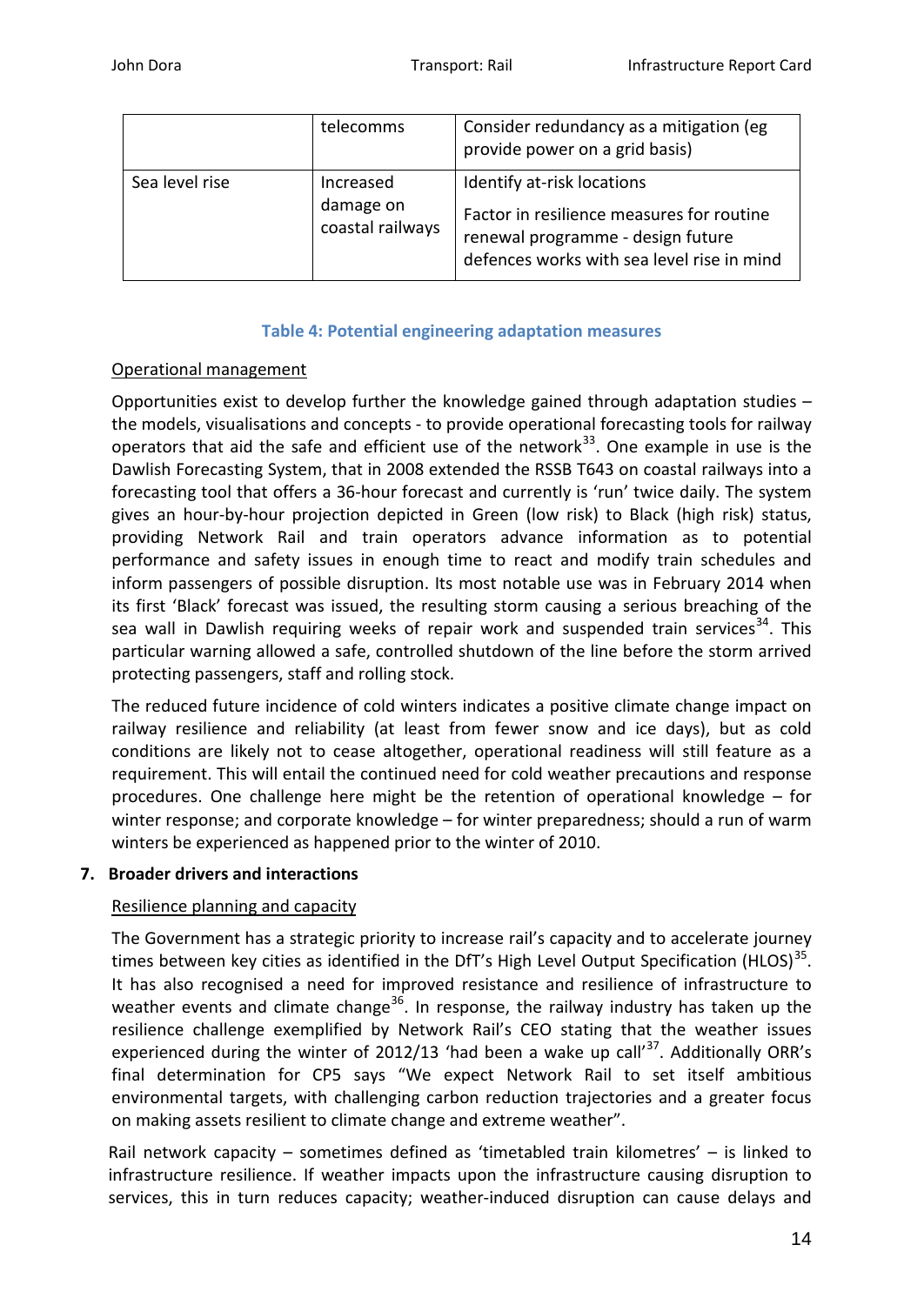| | telecomms | Consider redundancy as a mitigation (eg provide power on a grid basis) |
|---|---|---|
| Sea level rise | Increased damage on coastal railways | Identify at-risk locations<br>Factor in resilience measures for routine renewal programme - design future defences works with sea level rise in mind |

**Table 4: Potential engineering adaptation measures**

Operational management

Opportunities exist to develop further the knowledge gained through adaptation studies – the models, visualisations and concepts - to provide operational forecasting tools for railway operators that aid the safe and efficient use of the network[33]. One example in use is the Dawlish Forecasting System, that in 2008 extended the RSSB T643 on coastal railways into a forecasting tool that offers a 36-hour forecast and currently is 'run' twice daily. The system gives an hour-by-hour projection depicted in Green (low risk) to Black (high risk) status, providing Network Rail and train operators advance information as to potential performance and safety issues in enough time to react and modify train schedules and inform passengers of possible disruption. Its most notable use was in February 2014 when its first 'Black' forecast was issued, the resulting storm causing a serious breaching of the sea wall in Dawlish requiring weeks of repair work and suspended train services[34]. This particular warning allowed a safe, controlled shutdown of the line before the storm arrived protecting passengers, staff and rolling stock.

The reduced future incidence of cold winters indicates a positive climate change impact on railway resilience and reliability (at least from fewer snow and ice days), but as cold conditions are likely not to cease altogether, operational readiness will still feature as a requirement. This will entail the continued need for cold weather precautions and response procedures. One challenge here might be the retention of operational knowledge – for winter response; and corporate knowledge – for winter preparedness; should a run of warm winters be experienced as happened prior to the winter of 2010.

## 7. Broader drivers and interactions

Resilience planning and capacity

The Government has a strategic priority to increase rail's capacity and to accelerate journey times between key cities as identified in the DfT's High Level Output Specification (HLOS)[35]. It has also recognised a need for improved resistance and resilience of infrastructure to weather events and climate change[36]. In response, the railway industry has taken up the resilience challenge exemplified by Network Rail's CEO stating that the weather issues experienced during the winter of 2012/13 'had been a wake up call'[37]. Additionally ORR's final determination for CP5 says "We expect Network Rail to set itself ambitious environmental targets, with challenging carbon reduction trajectories and a greater focus on making assets resilient to climate change and extreme weather".

Rail network capacity – sometimes defined as 'timetabled train kilometres' – is linked to infrastructure resilience. If weather impacts upon the infrastructure causing disruption to services, this in turn reduces capacity; weather-induced disruption can cause delays and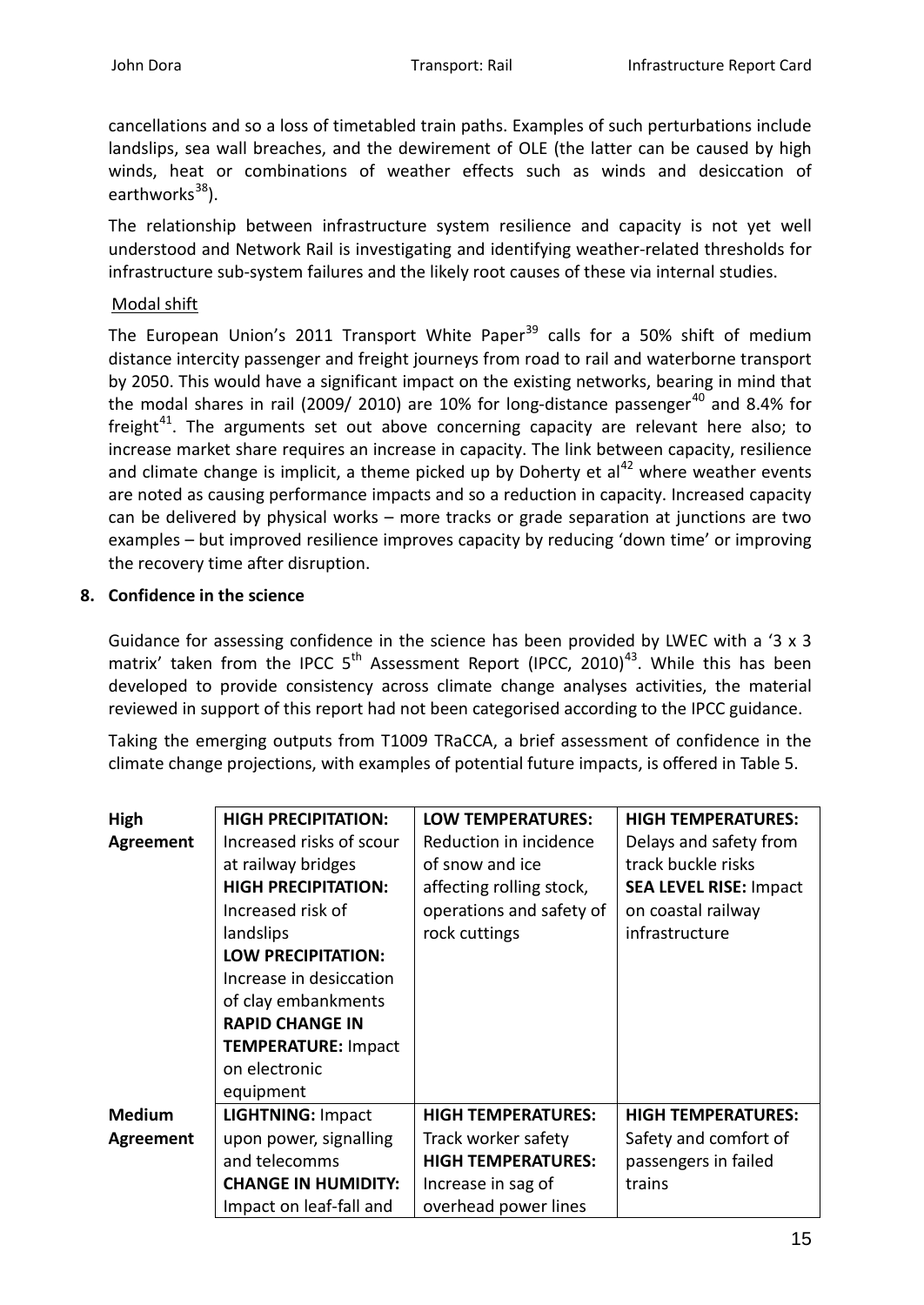cancellations and so a loss of timetabled train paths. Examples of such perturbations include landslips, sea wall breaches, and the dewirement of OLE (the latter can be caused by high winds, heat or combinations of weather effects such as winds and desiccation of earthworks[38]).

The relationship between infrastructure system resilience and capacity is not yet well understood and Network Rail is investigating and identifying weather-related thresholds for infrastructure sub-system failures and the likely root causes of these via internal studies.

Modal shift

The European Union's 2011 Transport White Paper[39] calls for a 50% shift of medium distance intercity passenger and freight journeys from road to rail and waterborne transport by 2050. This would have a significant impact on the existing networks, bearing in mind that the modal shares in rail (2009/ 2010) are 10% for long-distance passenger[40] and 8.4% for freight[41]. The arguments set out above concerning capacity are relevant here also; to increase market share requires an increase in capacity. The link between capacity, resilience and climate change is implicit, a theme picked up by Doherty et al[42] where weather events are noted as causing performance impacts and so a reduction in capacity. Increased capacity can be delivered by physical works – more tracks or grade separation at junctions are two examples – but improved resilience improves capacity by reducing 'down time' or improving the recovery time after disruption.

## 8. Confidence in the science

Guidance for assessing confidence in the science has been provided by LWEC with a '3 x 3 matrix' taken from the IPCC 5th Assessment Report (IPCC, 2010)[43]. While this has been developed to provide consistency across climate change analyses activities, the material reviewed in support of this report had not been categorised according to the IPCC guidance.

Taking the emerging outputs from T1009 TRaCCA, a brief assessment of confidence in the climate change projections, with examples of potential future impacts, is offered in Table 5.

| | | | |
|---|---|---|---|
| **High Agreement** | **HIGH PRECIPITATION:** Increased risks of scour at railway bridges<br>**HIGH PRECIPITATION:** Increased risk of landslips<br>**LOW PRECIPITATION:** Increase in desiccation of clay embankments<br>**RAPID CHANGE IN TEMPERATURE:** Impact on electronic equipment | **LOW TEMPERATURES:** Reduction in incidence of snow and ice affecting rolling stock, operations and safety of rock cuttings | **HIGH TEMPERATURES:** Delays and safety from track buckle risks<br>**SEA LEVEL RISE:** Impact on coastal railway infrastructure |
| **Medium Agreement** | **LIGHTNING:** Impact upon power, signalling and telecomms<br>**CHANGE IN HUMIDITY:** Impact on leaf-fall and | **HIGH TEMPERATURES:** Track worker safety<br>**HIGH TEMPERATURES:** Increase in sag of overhead power lines | **HIGH TEMPERATURES:** Safety and comfort of passengers in failed trains |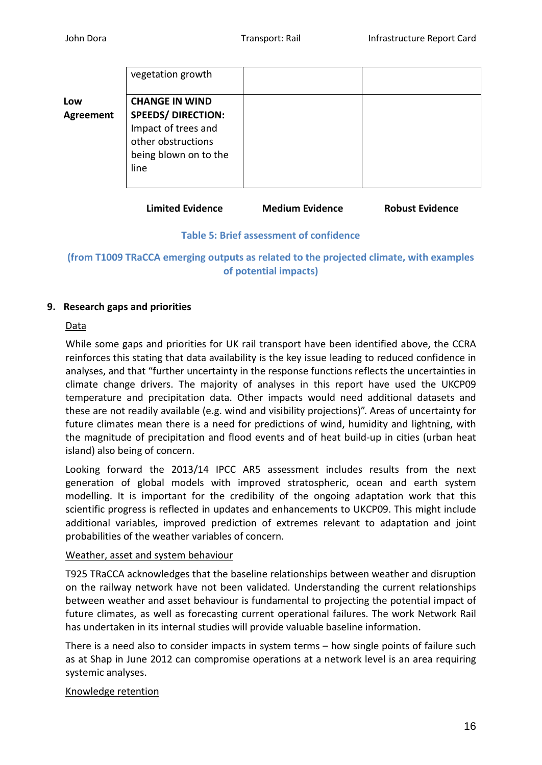| | Limited Evidence | Medium Evidence | Robust Evidence |
|---|---|---|---|
| | vegetation growth | | |
| **Low Agreement** | **CHANGE IN WIND SPEEDS/ DIRECTION:** Impact of trees and other obstructions being blown on to the line | | |

**Table 5: Brief assessment of confidence**

**(from T1009 TRaCCA emerging outputs as related to the projected climate, with examples of potential impacts)**

## 9. Research gaps and priorities

Data

While some gaps and priorities for UK rail transport have been identified above, the CCRA reinforces this stating that data availability is the key issue leading to reduced confidence in analyses, and that "further uncertainty in the response functions reflects the uncertainties in climate change drivers. The majority of analyses in this report have used the UKCP09 temperature and precipitation data. Other impacts would need additional datasets and these are not readily available (e.g. wind and visibility projections)". Areas of uncertainty for future climates mean there is a need for predictions of wind, humidity and lightning, with the magnitude of precipitation and flood events and of heat build-up in cities (urban heat island) also being of concern.

Looking forward the 2013/14 IPCC AR5 assessment includes results from the next generation of global models with improved stratospheric, ocean and earth system modelling. It is important for the credibility of the ongoing adaptation work that this scientific progress is reflected in updates and enhancements to UKCP09. This might include additional variables, improved prediction of extremes relevant to adaptation and joint probabilities of the weather variables of concern.

Weather, asset and system behaviour

T925 TRaCCA acknowledges that the baseline relationships between weather and disruption on the railway network have not been validated. Understanding the current relationships between weather and asset behaviour is fundamental to projecting the potential impact of future climates, as well as forecasting current operational failures. The work Network Rail has undertaken in its internal studies will provide valuable baseline information.

There is a need also to consider impacts in system terms – how single points of failure such as at Shap in June 2012 can compromise operations at a network level is an area requiring systemic analyses.

Knowledge retention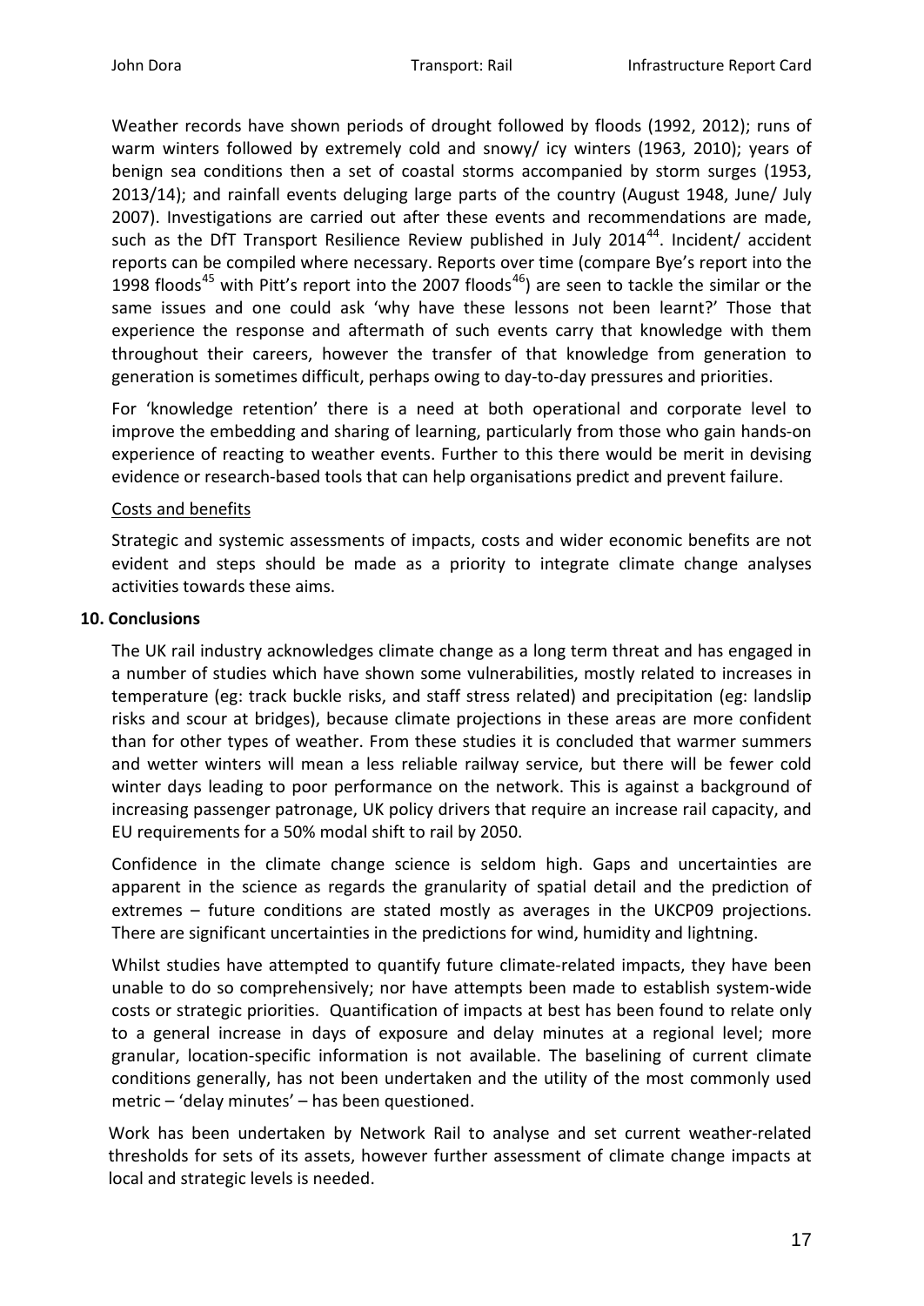Weather records have shown periods of drought followed by floods (1992, 2012); runs of warm winters followed by extremely cold and snowy/ icy winters (1963, 2010); years of benign sea conditions then a set of coastal storms accompanied by storm surges (1953, 2013/14); and rainfall events deluging large parts of the country (August 1948, June/ July 2007). Investigations are carried out after these events and recommendations are made, such as the DfT Transport Resilience Review published in July 2014[44]. Incident/ accident reports can be compiled where necessary. Reports over time (compare Bye's report into the 1998 floods[45] with Pitt's report into the 2007 floods[46]) are seen to tackle the similar or the same issues and one could ask 'why have these lessons not been learnt?' Those that experience the response and aftermath of such events carry that knowledge with them throughout their careers, however the transfer of that knowledge from generation to generation is sometimes difficult, perhaps owing to day-to-day pressures and priorities.

For 'knowledge retention' there is a need at both operational and corporate level to improve the embedding and sharing of learning, particularly from those who gain hands-on experience of reacting to weather events. Further to this there would be merit in devising evidence or research-based tools that can help organisations predict and prevent failure.

<u>Costs and benefits</u>

Strategic and systemic assessments of impacts, costs and wider economic benefits are not evident and steps should be made as a priority to integrate climate change analyses activities towards these aims.

**10. Conclusions**

The UK rail industry acknowledges climate change as a long term threat and has engaged in a number of studies which have shown some vulnerabilities, mostly related to increases in temperature (eg: track buckle risks, and staff stress related) and precipitation (eg: landslip risks and scour at bridges), because climate projections in these areas are more confident than for other types of weather. From these studies it is concluded that warmer summers and wetter winters will mean a less reliable railway service, but there will be fewer cold winter days leading to poor performance on the network. This is against a background of increasing passenger patronage, UK policy drivers that require an increase rail capacity, and EU requirements for a 50% modal shift to rail by 2050.

Confidence in the climate change science is seldom high. Gaps and uncertainties are apparent in the science as regards the granularity of spatial detail and the prediction of extremes – future conditions are stated mostly as averages in the UKCP09 projections. There are significant uncertainties in the predictions for wind, humidity and lightning.

Whilst studies have attempted to quantify future climate-related impacts, they have been unable to do so comprehensively; nor have attempts been made to establish system-wide costs or strategic priorities. Quantification of impacts at best has been found to relate only to a general increase in days of exposure and delay minutes at a regional level; more granular, location-specific information is not available. The baselining of current climate conditions generally, has not been undertaken and the utility of the most commonly used metric – 'delay minutes' – has been questioned.

Work has been undertaken by Network Rail to analyse and set current weather-related thresholds for sets of its assets, however further assessment of climate change impacts at local and strategic levels is needed.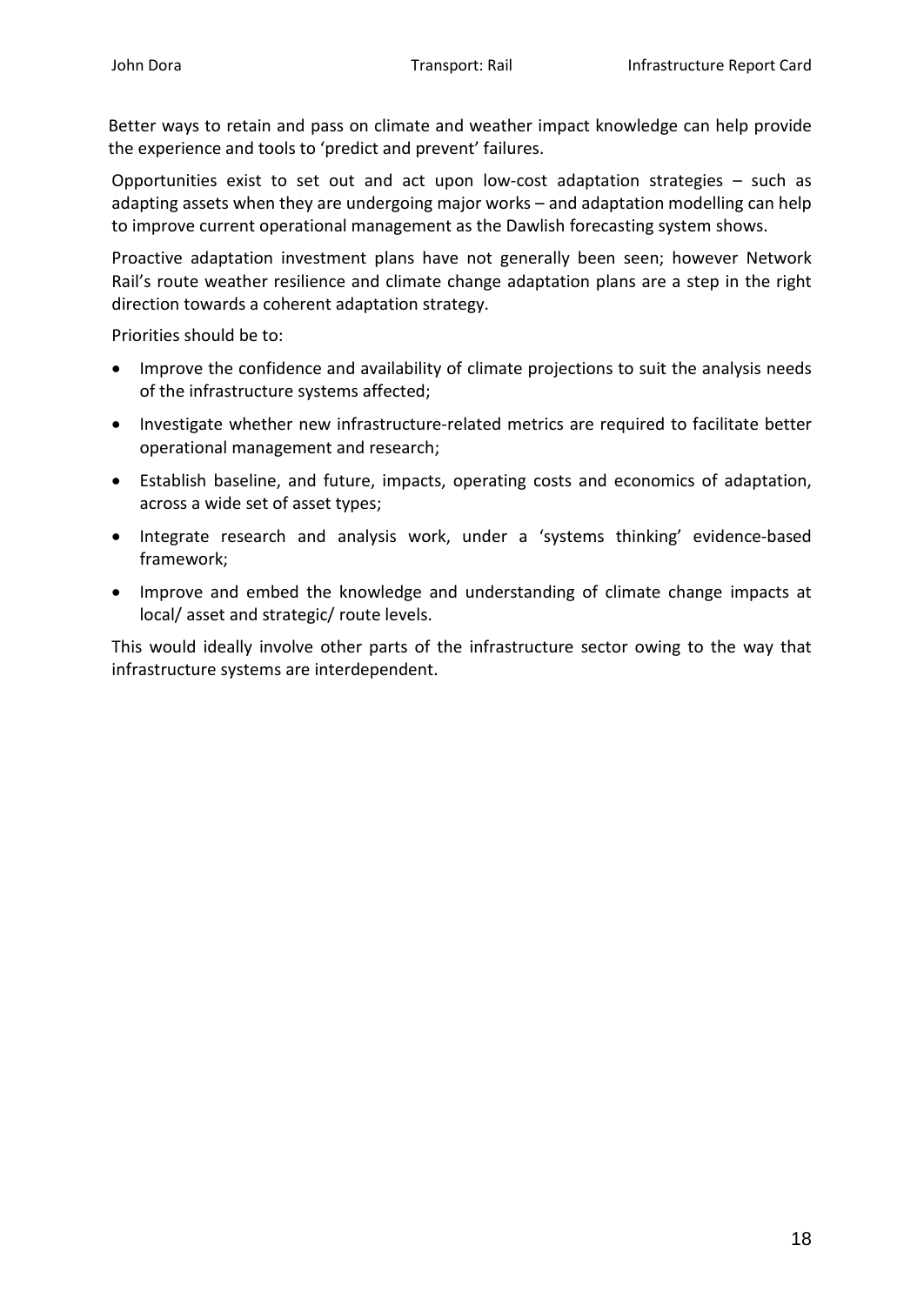Better ways to retain and pass on climate and weather impact knowledge can help provide the experience and tools to 'predict and prevent' failures.

Opportunities exist to set out and act upon low-cost adaptation strategies – such as adapting assets when they are undergoing major works – and adaptation modelling can help to improve current operational management as the Dawlish forecasting system shows.

Proactive adaptation investment plans have not generally been seen; however Network Rail's route weather resilience and climate change adaptation plans are a step in the right direction towards a coherent adaptation strategy.

Priorities should be to:

- Improve the confidence and availability of climate projections to suit the analysis needs of the infrastructure systems affected;
- Investigate whether new infrastructure-related metrics are required to facilitate better operational management and research;
- Establish baseline, and future, impacts, operating costs and economics of adaptation, across a wide set of asset types;
- Integrate research and analysis work, under a 'systems thinking' evidence-based framework;
- Improve and embed the knowledge and understanding of climate change impacts at local/ asset and strategic/ route levels.

This would ideally involve other parts of the infrastructure sector owing to the way that infrastructure systems are interdependent.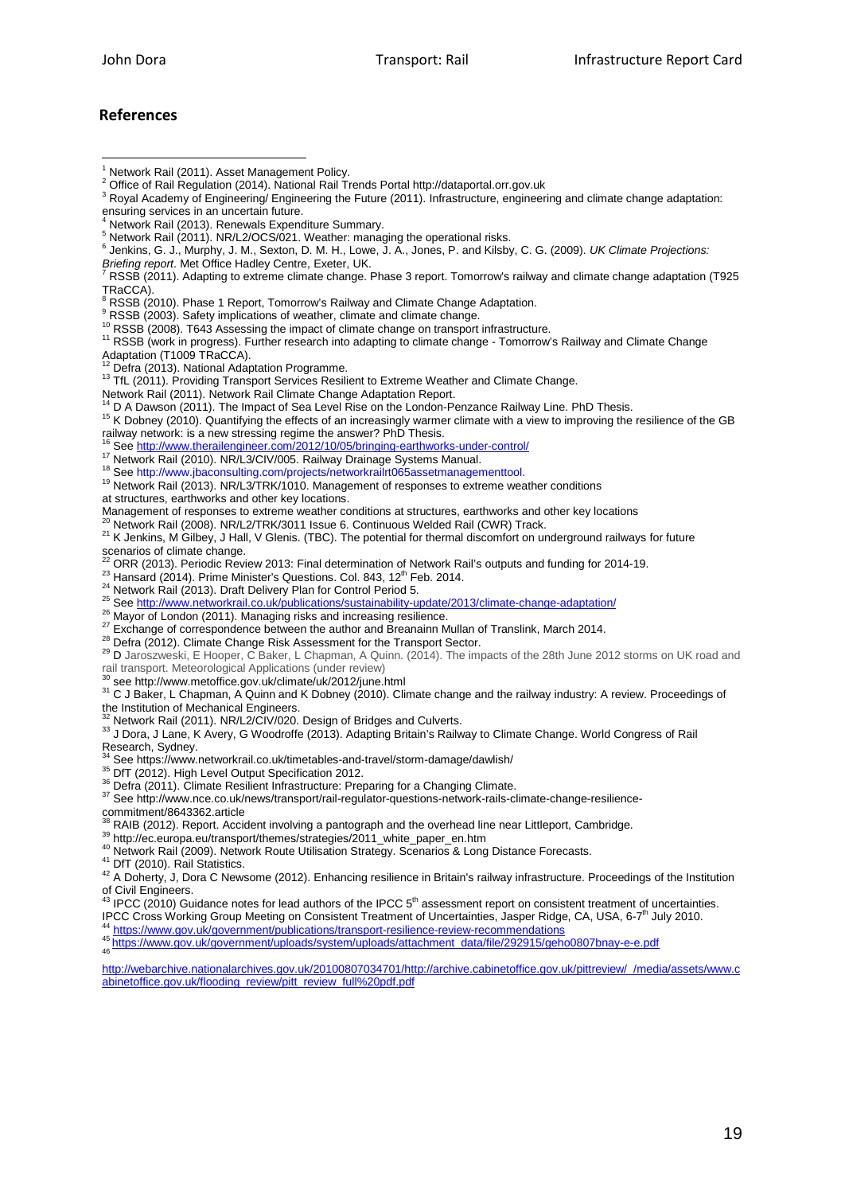## References

[1] Network Rail (2011). Asset Management Policy.
[2] Office of Rail Regulation (2014). National Rail Trends Portal http://dataportal.orr.gov.uk
[3] Royal Academy of Engineering/ Engineering the Future (2011). Infrastructure, engineering and climate change adaptation: ensuring services in an uncertain future.
[4] Network Rail (2013). Renewals Expenditure Summary.
[5] Network Rail (2011). NR/L2/OCS/021. Weather: managing the operational risks.
[6] Jenkins, G. J., Murphy, J. M., Sexton, D. M. H., Lowe, J. A., Jones, P. and Kilsby, C. G. (2009). *UK Climate Projections: Briefing report*. Met Office Hadley Centre, Exeter, UK.
[7] RSSB (2011). Adapting to extreme climate change. Phase 3 report. Tomorrow's railway and climate change adaptation (T925 TRaCCA).
[8] RSSB (2010). Phase 1 Report, Tomorrow's Railway and Climate Change Adaptation.
[9] RSSB (2003). Safety implications of weather, climate and climate change.
[10] RSSB (2008). T643 Assessing the impact of climate change on transport infrastructure.
[11] RSSB (work in progress). Further research into adapting to climate change - Tomorrow's Railway and Climate Change Adaptation (T1009 TRaCCA).
[12] Defra (2013). National Adaptation Programme.
[13] TfL (2011). Providing Transport Services Resilient to Extreme Weather and Climate Change.
Network Rail (2011). Network Rail Climate Change Adaptation Report.
[14] D A Dawson (2011). The Impact of Sea Level Rise on the London-Penzance Railway Line. PhD Thesis.
[15] K Dobney (2010). Quantifying the effects of an increasingly warmer climate with a view to improving the resilience of the GB railway network: is a new stressing regime the answer? PhD Thesis.
[16] See http://www.therailengineer.com/2012/10/05/bringing-earthworks-under-control/
[17] Network Rail (2010). NR/L3/CIV/005. Railway Drainage Systems Manual.
[18] See http://www.jbaconsulting.com/projects/networkrailrt065assetmanagementtool.
[19] Network Rail (2013). NR/L3/TRK/1010. Management of responses to extreme weather conditions at structures, earthworks and other key locations.
Management of responses to extreme weather conditions at structures, earthworks and other key locations
[20] Network Rail (2008). NR/L2/TRK/3011 Issue 6. Continuous Welded Rail (CWR) Track.
[21] K Jenkins, M Gilbey, J Hall, V Glenis. (TBC). The potential for thermal discomfort on underground railways for future scenarios of climate change.
[22] ORR (2013). Periodic Review 2013: Final determination of Network Rail's outputs and funding for 2014-19.
[23] Hansard (2014). Prime Minister's Questions. Col. 843, 12th Feb. 2014.
[24] Network Rail (2013). Draft Delivery Plan for Control Period 5.
[25] See http://www.networkrail.co.uk/publications/sustainability-update/2013/climate-change-adaptation/
[26] Mayor of London (2011). Managing risks and increasing resilience.
[27] Exchange of correspondence between the author and Breanainn Mullan of Translink, March 2014.
[28] Defra (2012). Climate Change Risk Assessment for the Transport Sector.
[29] D Jaroszweski, E Hooper, C Baker, L Chapman, A Quinn. (2014). The impacts of the 28th June 2012 storms on UK road and rail transport. Meteorological Applications (under review)
[30] see http://www.metoffice.gov.uk/climate/uk/2012/june.html
[31] C J Baker, L Chapman, A Quinn and K Dobney (2010). Climate change and the railway industry: A review. Proceedings of the Institution of Mechanical Engineers.
[32] Network Rail (2011). NR/L2/CIV/020. Design of Bridges and Culverts.
[33] J Dora, J Lane, K Avery, G Woodroffe (2013). Adapting Britain's Railway to Climate Change. World Congress of Rail Research, Sydney.
[34] See https://www.networkrail.co.uk/timetables-and-travel/storm-damage/dawlish/
[35] DfT (2012). High Level Output Specification 2012.
[36] Defra (2011). Climate Resilient Infrastructure: Preparing for a Changing Climate.
[37] See http://www.nce.co.uk/news/transport/rail-regulator-questions-network-rails-climate-change-resilience-commitment/8643362.article
[38] RAIB (2012). Report. Accident involving a pantograph and the overhead line near Littleport, Cambridge.
[39] http://ec.europa.eu/transport/themes/strategies/2011_white_paper_en.htm
[40] Network Rail (2009). Network Route Utilisation Strategy. Scenarios & Long Distance Forecasts.
[41] DfT (2010). Rail Statistics.
[42] A Doherty, J, Dora C Newsome (2012). Enhancing resilience in Britain's railway infrastructure. Proceedings of the Institution of Civil Engineers.
[43] IPCC (2010) Guidance notes for lead authors of the IPCC 5th assessment report on consistent treatment of uncertainties. IPCC Cross Working Group Meeting on Consistent Treatment of Uncertainties, Jasper Ridge, CA, USA, 6-7th July 2010.
[44] https://www.gov.uk/government/publications/transport-resilience-review-recommendations
[45] https://www.gov.uk/government/uploads/system/uploads/attachment_data/file/292915/geho0807bnay-e-e.pdf
[46] http://webarchive.nationalarchives.gov.uk/20100807034701/http://archive.cabinetoffice.gov.uk/pittreview/_/media/assets/www.cabinetoffice.gov.uk/flooding_review/pitt_review_full%20pdf.pdf